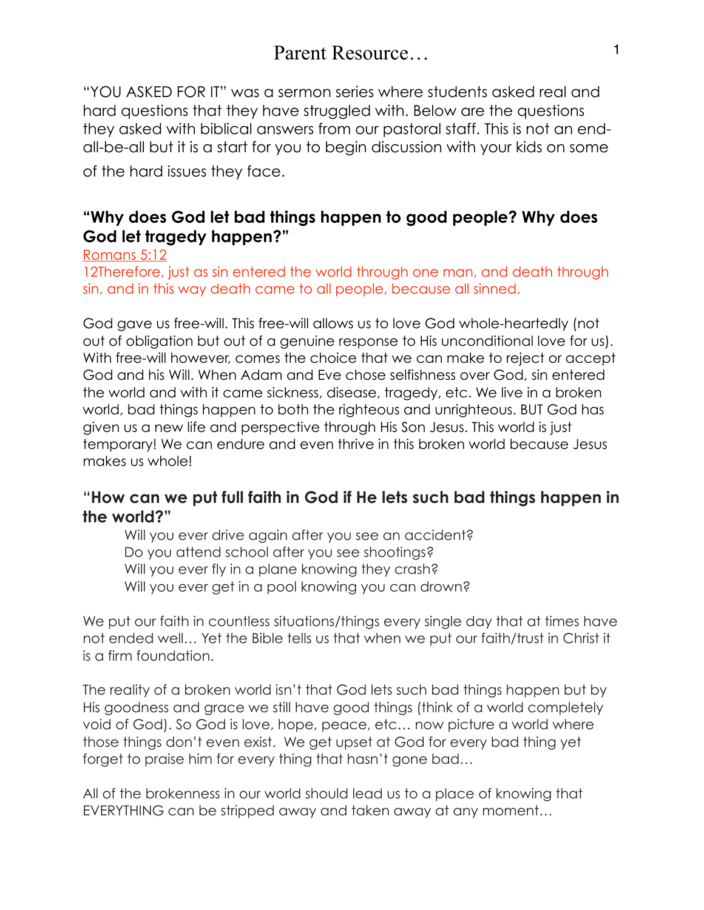# Parent Resource…

"YOU ASKED FOR IT" was a sermon series where students asked real and hard questions that they have struggled with. Below are the questions they asked with biblical answers from our pastoral staff. This is not an end-all-be-all but it is a start for you to begin discussion with your kids on some of the hard issues they face.

## "Why does God let bad things happen to good people? Why does God let tragedy happen?"

Romans 5:12

12Therefore, just as sin entered the world through one man, and death through sin, and in this way death came to all people, because all sinned.

God gave us free-will. This free-will allows us to love God whole-heartedly (not out of obligation but out of a genuine response to His unconditional love for us). With free-will however, comes the choice that we can make to reject or accept God and his Will. When Adam and Eve chose selfishness over God, sin entered the world and with it came sickness, disease, tragedy, etc. We live in a broken world, bad things happen to both the righteous and unrighteous. BUT God has given us a new life and perspective through His Son Jesus. This world is just temporary! We can endure and even thrive in this broken world because Jesus makes us whole!

## "How can we put full faith in God if He lets such bad things happen in the world?"

Will you ever drive again after you see an accident?
Do you attend school after you see shootings?
Will you ever fly in a plane knowing they crash?
Will you ever get in a pool knowing you can drown?

We put our faith in countless situations/things every single day that at times have not ended well… Yet the Bible tells us that when we put our faith/trust in Christ it is a firm foundation.

The reality of a broken world isn't that God lets such bad things happen but by His goodness and grace we still have good things (think of a world completely void of God). So God is love, hope, peace, etc… now picture a world where those things don't even exist. We get upset at God for every bad thing yet forget to praise him for every thing that hasn't gone bad…

All of the brokenness in our world should lead us to a place of knowing that EVERYTHING can be stripped away and taken away at any moment…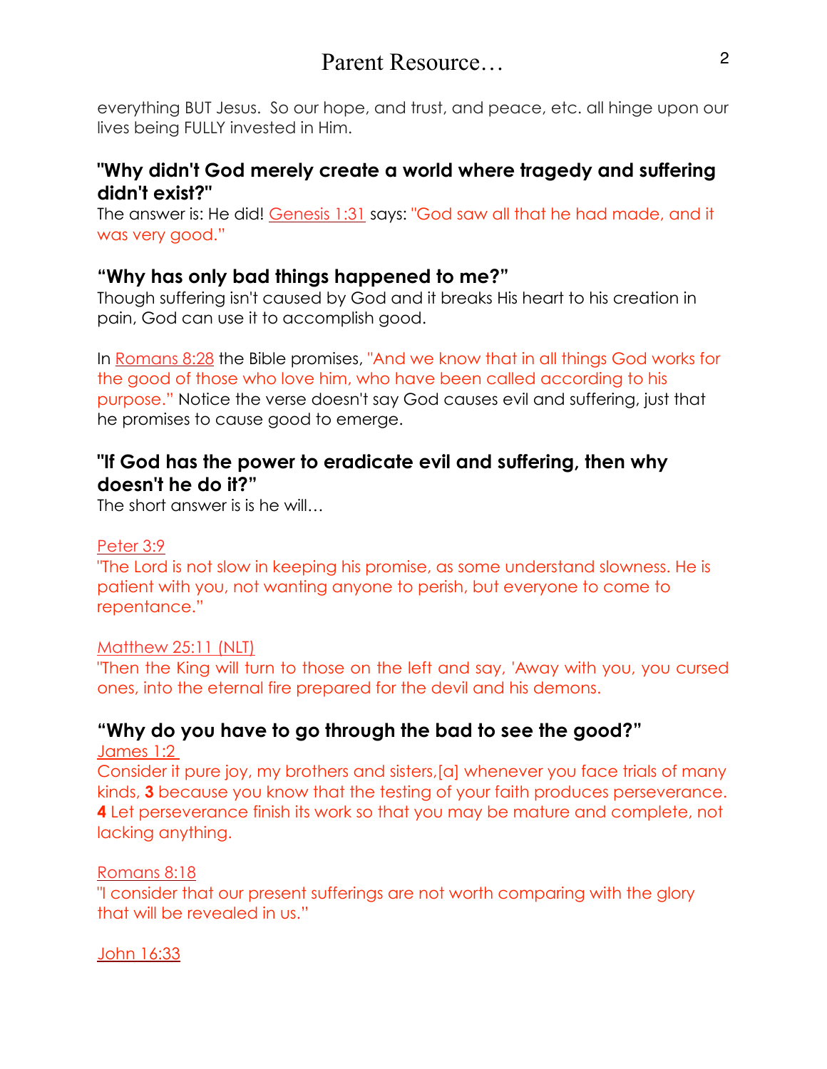everything BUT Jesus. So our hope, and trust, and peace, etc. all hinge upon our lives being FULLY invested in Him.

### "Why didn't God merely create a world where tragedy and suffering didn't exist?"

The answer is: He did! Genesis 1:31 says: "God saw all that he had made, and it was very good."

### "Why has only bad things happened to me?"

Though suffering isn't caused by God and it breaks His heart to his creation in pain, God can use it to accomplish good.

In Romans 8:28 the Bible promises, "And we know that in all things God works for the good of those who love him, who have been called according to his purpose." Notice the verse doesn't say God causes evil and suffering, just that he promises to cause good to emerge.

### "If God has the power to eradicate evil and suffering, then why doesn't he do it?"

The short answer is is he will…

Peter 3:9
"The Lord is not slow in keeping his promise, as some understand slowness. He is patient with you, not wanting anyone to perish, but everyone to come to repentance."

Matthew 25:11 (NLT)
"Then the King will turn to those on the left and say, 'Away with you, you cursed ones, into the eternal fire prepared for the devil and his demons.

### "Why do you have to go through the bad to see the good?"

James 1:2
Consider it pure joy, my brothers and sisters,[a] whenever you face trials of many kinds, **3** because you know that the testing of your faith produces perseverance. **4** Let perseverance finish its work so that you may be mature and complete, not lacking anything.

Romans 8:18
"I consider that our present sufferings are not worth comparing with the glory that will be revealed in us."

John 16:33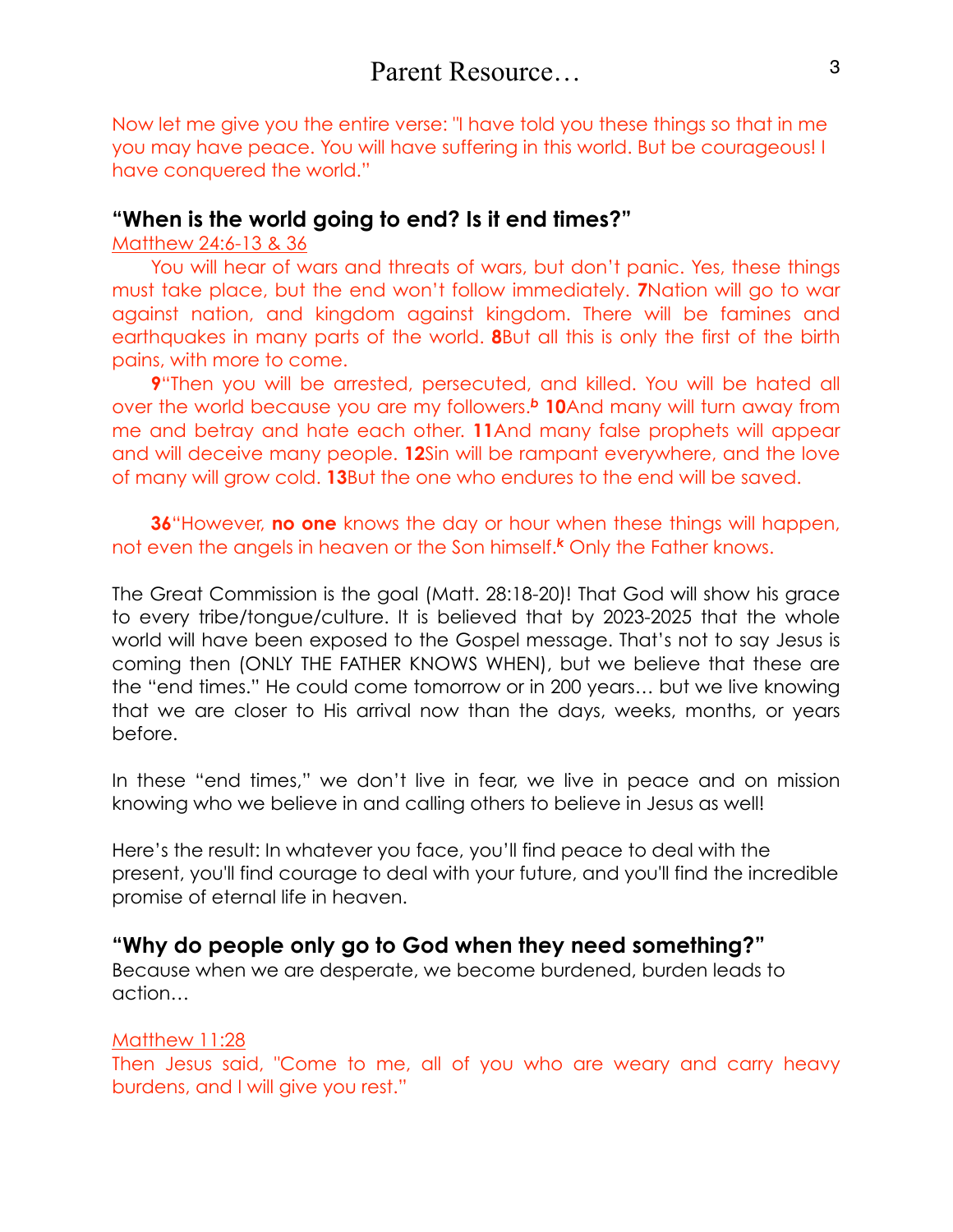Now let me give you the entire verse: "I have told you these things so that in me you may have peace. You will have suffering in this world. But be courageous! I have conquered the world."

### "When is the world going to end? Is it end times?"

Matthew 24:6-13 & 36

You will hear of wars and threats of wars, but don't panic. Yes, these things must take place, but the end won't follow immediately. **7**Nation will go to war against nation, and kingdom against kingdom. There will be famines and earthquakes in many parts of the world. **8**But all this is only the first of the birth pains, with more to come.

**9**"Then you will be arrested, persecuted, and killed. You will be hated all over the world because you are my followers.[b] **10**And many will turn away from me and betray and hate each other. **11**And many false prophets will appear and will deceive many people. **12**Sin will be rampant everywhere, and the love of many will grow cold. **13**But the one who endures to the end will be saved.

**36**"However, **no one** knows the day or hour when these things will happen, not even the angels in heaven or the Son himself.[k] Only the Father knows.

The Great Commission is the goal (Matt. 28:18-20)! That God will show his grace to every tribe/tongue/culture. It is believed that by 2023-2025 that the whole world will have been exposed to the Gospel message. That's not to say Jesus is coming then (ONLY THE FATHER KNOWS WHEN), but we believe that these are the "end times." He could come tomorrow or in 200 years… but we live knowing that we are closer to His arrival now than the days, weeks, months, or years before.

In these "end times," we don't live in fear, we live in peace and on mission knowing who we believe in and calling others to believe in Jesus as well!

Here's the result: In whatever you face, you'll find peace to deal with the present, you'll find courage to deal with your future, and you'll find the incredible promise of eternal life in heaven.

### "Why do people only go to God when they need something?"

Because when we are desperate, we become burdened, burden leads to action…

Matthew 11:28

Then Jesus said, "Come to me, all of you who are weary and carry heavy burdens, and I will give you rest."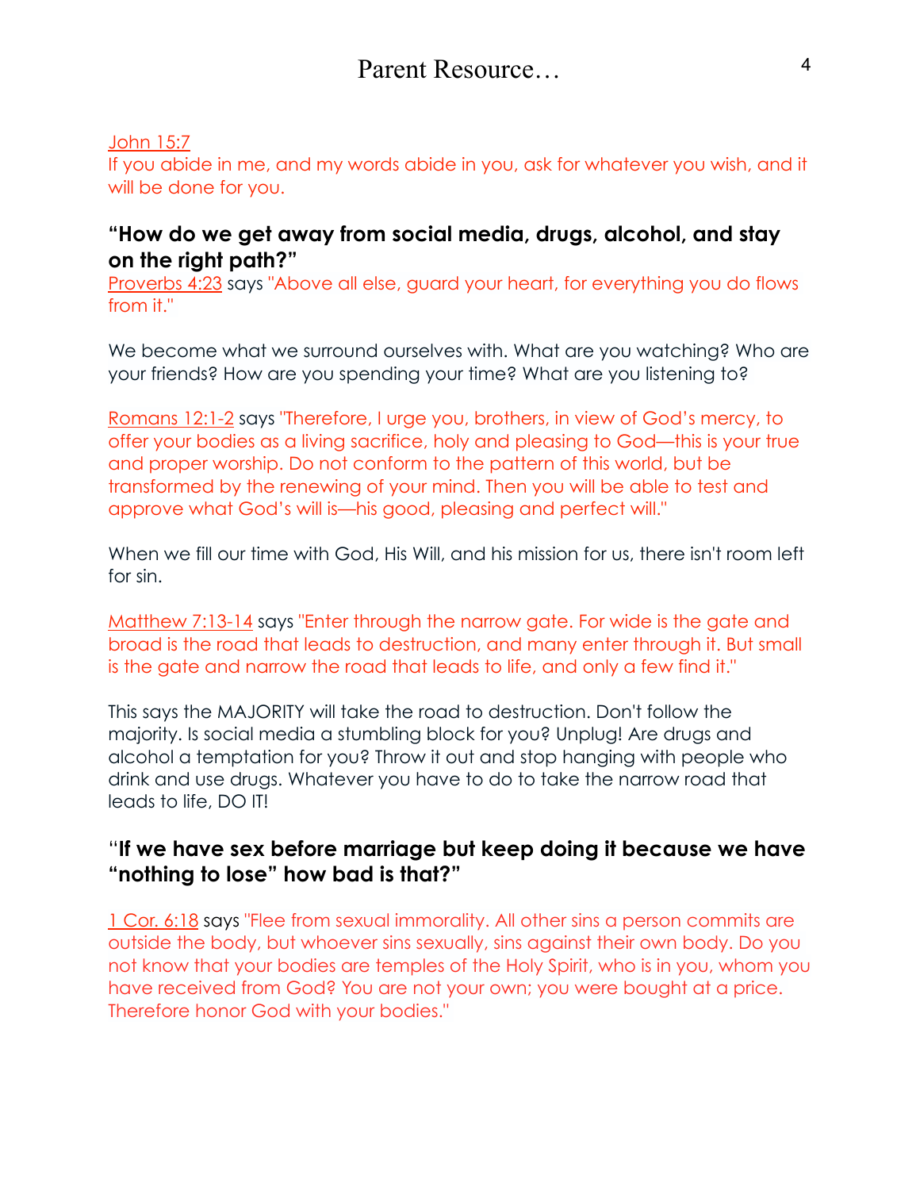John 15:7
If you abide in me, and my words abide in you, ask for whatever you wish, and it will be done for you.

### "How do we get away from social media, drugs, alcohol, and stay on the right path?"

Proverbs 4:23 says "Above all else, guard your heart, for everything you do flows from it."

We become what we surround ourselves with. What are you watching? Who are your friends? How are you spending your time? What are you listening to?

Romans 12:1-2 says "Therefore, I urge you, brothers, in view of God's mercy, to offer your bodies as a living sacrifice, holy and pleasing to God—this is your true and proper worship. Do not conform to the pattern of this world, but be transformed by the renewing of your mind. Then you will be able to test and approve what God's will is—his good, pleasing and perfect will."

When we fill our time with God, His Will, and his mission for us, there isn't room left for sin.

Matthew 7:13-14 says "Enter through the narrow gate. For wide is the gate and broad is the road that leads to destruction, and many enter through it. But small is the gate and narrow the road that leads to life, and only a few find it."

This says the MAJORITY will take the road to destruction. Don't follow the majority. Is social media a stumbling block for you? Unplug! Are drugs and alcohol a temptation for you? Throw it out and stop hanging with people who drink and use drugs. Whatever you have to do to take the narrow road that leads to life, DO IT!

### "If we have sex before marriage but keep doing it because we have "nothing to lose" how bad is that?"

1 Cor. 6:18 says "Flee from sexual immorality. All other sins a person commits are outside the body, but whoever sins sexually, sins against their own body. Do you not know that your bodies are temples of the Holy Spirit, who is in you, whom you have received from God? You are not your own; you were bought at a price. Therefore honor God with your bodies."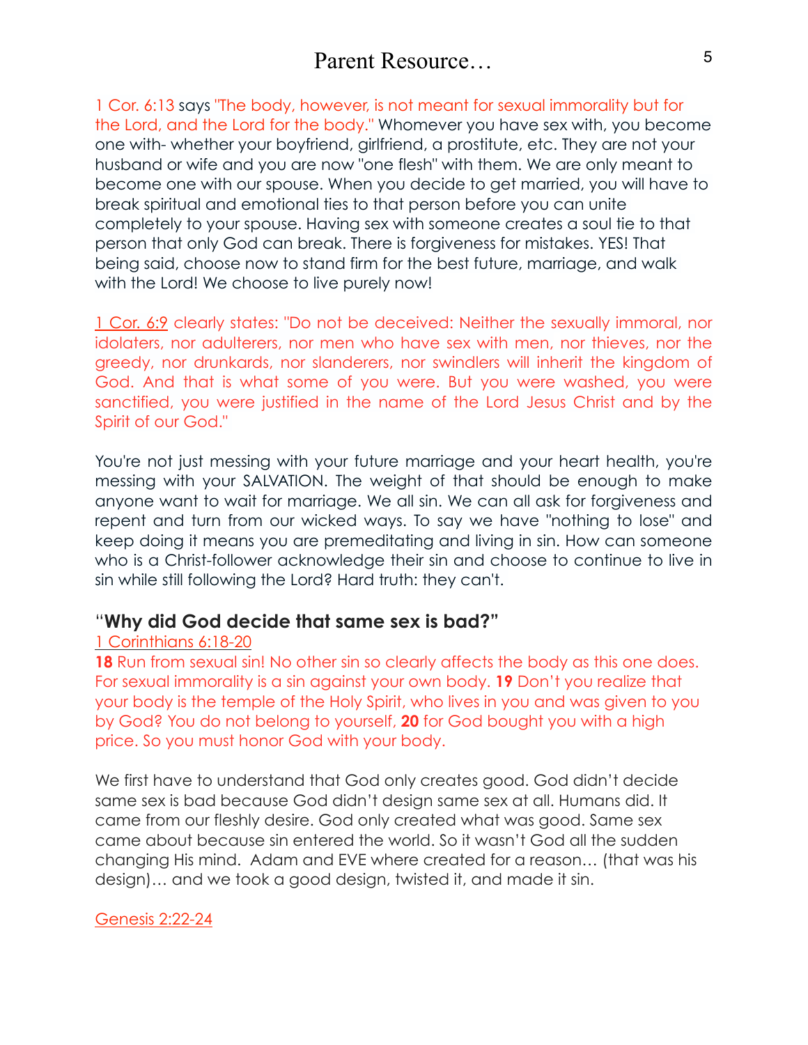1 Cor. 6:13 says "The body, however, is not meant for sexual immorality but for the Lord, and the Lord for the body." Whomever you have sex with, you become one with- whether your boyfriend, girlfriend, a prostitute, etc. They are not your husband or wife and you are now "one flesh" with them. We are only meant to become one with our spouse. When you decide to get married, you will have to break spiritual and emotional ties to that person before you can unite completely to your spouse. Having sex with someone creates a soul tie to that person that only God can break. There is forgiveness for mistakes. YES! That being said, choose now to stand firm for the best future, marriage, and walk with the Lord! We choose to live purely now!

1 Cor. 6:9 clearly states: "Do not be deceived: Neither the sexually immoral, nor idolaters, nor adulterers, nor men who have sex with men, nor thieves, nor the greedy, nor drunkards, nor slanderers, nor swindlers will inherit the kingdom of God. And that is what some of you were. But you were washed, you were sanctified, you were justified in the name of the Lord Jesus Christ and by the Spirit of our God."

You're not just messing with your future marriage and your heart health, you're messing with your SALVATION. The weight of that should be enough to make anyone want to wait for marriage. We all sin. We can all ask for forgiveness and repent and turn from our wicked ways. To say we have "nothing to lose" and keep doing it means you are premeditating and living in sin. How can someone who is a Christ-follower acknowledge their sin and choose to continue to live in sin while still following the Lord? Hard truth: they can't.

### "Why did God decide that same sex is bad?"

1 Corinthians 6:18-20

**18** Run from sexual sin! No other sin so clearly affects the body as this one does. For sexual immorality is a sin against your own body. **19** Don't you realize that your body is the temple of the Holy Spirit, who lives in you and was given to you by God? You do not belong to yourself, **20** for God bought you with a high price. So you must honor God with your body.

We first have to understand that God only creates good. God didn't decide same sex is bad because God didn't design same sex at all. Humans did. It came from our fleshly desire. God only created what was good. Same sex came about because sin entered the world. So it wasn't God all the sudden changing His mind. Adam and EVE where created for a reason… (that was his design)… and we took a good design, twisted it, and made it sin.

Genesis 2:22-24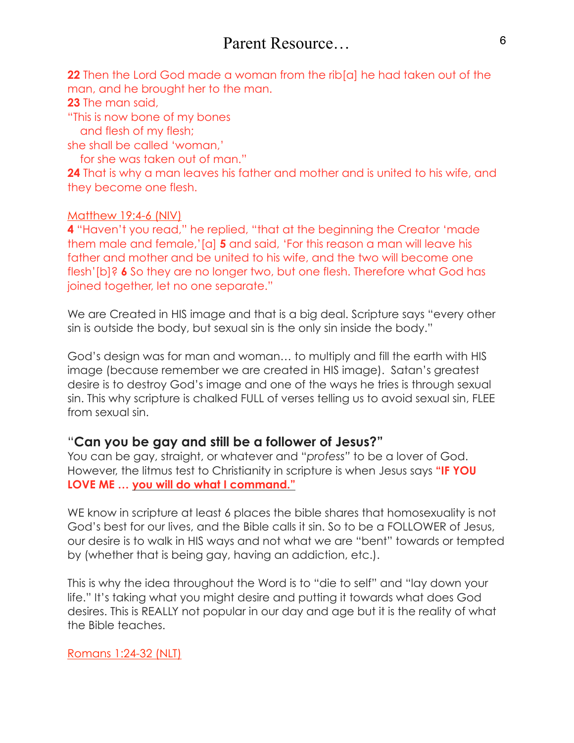**22** Then the Lord God made a woman from the rib[a] he had taken out of the man, and he brought her to the man.
**23** The man said,
"This is now bone of my bones
 and flesh of my flesh;
she shall be called 'woman,'
 for she was taken out of man."
**24** That is why a man leaves his father and mother and is united to his wife, and they become one flesh.

Matthew 19:4-6 (NIV)
**4** "Haven't you read," he replied, "that at the beginning the Creator 'made them male and female,'[a] **5** and said, 'For this reason a man will leave his father and mother and be united to his wife, and the two will become one flesh'[b]? **6** So they are no longer two, but one flesh. Therefore what God has joined together, let no one separate."

We are Created in HIS image and that is a big deal. Scripture says "every other sin is outside the body, but sexual sin is the only sin inside the body."

God's design was for man and woman… to multiply and fill the earth with HIS image (because remember we are created in HIS image). Satan's greatest desire is to destroy God's image and one of the ways he tries is through sexual sin. This why scripture is chalked FULL of verses telling us to avoid sexual sin, FLEE from sexual sin.

### "Can you be gay and still be a follower of Jesus?"

You can be gay, straight, or whatever and "*profess*" to be a lover of God. However, the litmus test to Christianity in scripture is when Jesus says **"IF YOU LOVE ME … you will do what I command."**

WE know in scripture at least 6 places the bible shares that homosexuality is not God's best for our lives, and the Bible calls it sin. So to be a FOLLOWER of Jesus, our desire is to walk in HIS ways and not what we are "bent" towards or tempted by (whether that is being gay, having an addiction, etc.).

This is why the idea throughout the Word is to "die to self" and "lay down your life." It's taking what you might desire and putting it towards what does God desires. This is REALLY not popular in our day and age but it is the reality of what the Bible teaches.

Romans 1:24-32 (NLT)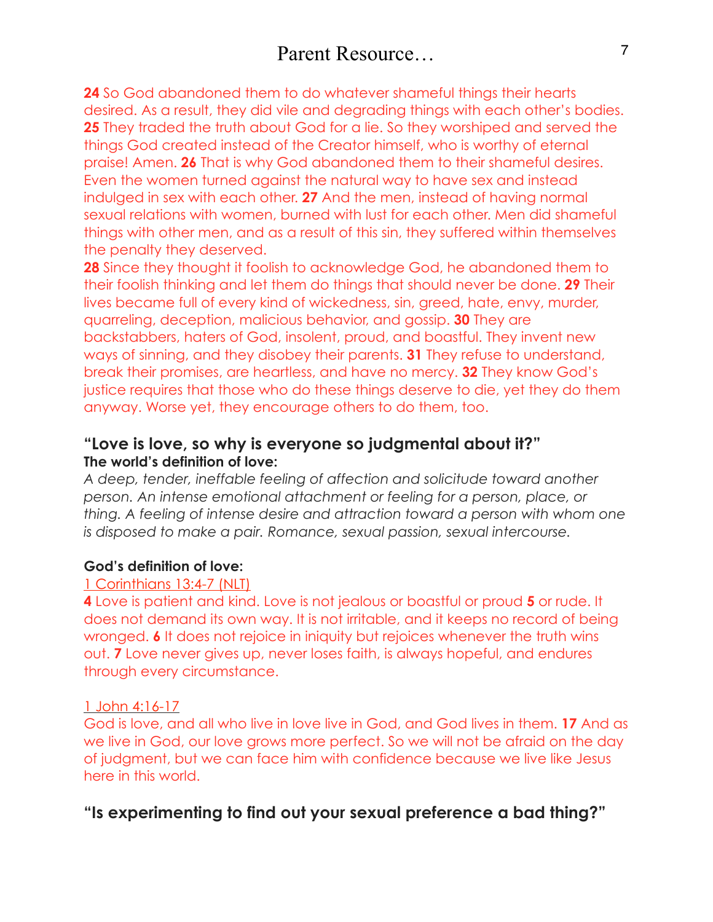**24** So God abandoned them to do whatever shameful things their hearts desired. As a result, they did vile and degrading things with each other's bodies. **25** They traded the truth about God for a lie. So they worshiped and served the things God created instead of the Creator himself, who is worthy of eternal praise! Amen. **26** That is why God abandoned them to their shameful desires. Even the women turned against the natural way to have sex and instead indulged in sex with each other. **27** And the men, instead of having normal sexual relations with women, burned with lust for each other. Men did shameful things with other men, and as a result of this sin, they suffered within themselves the penalty they deserved.
**28** Since they thought it foolish to acknowledge God, he abandoned them to their foolish thinking and let them do things that should never be done. **29** Their lives became full of every kind of wickedness, sin, greed, hate, envy, murder, quarreling, deception, malicious behavior, and gossip. **30** They are backstabbers, haters of God, insolent, proud, and boastful. They invent new ways of sinning, and they disobey their parents. **31** They refuse to understand, break their promises, are heartless, and have no mercy. **32** They know God's justice requires that those who do these things deserve to die, yet they do them anyway. Worse yet, they encourage others to do them, too.

### "Love is love, so why is everyone so judgmental about it?"

**The world's definition of love:**

*A deep, tender, ineffable feeling of affection and solicitude toward another person. An intense emotional attachment or feeling for a person, place, or thing. A feeling of intense desire and attraction toward a person with whom one is disposed to make a pair. Romance, sexual passion, sexual intercourse.*

**God's definition of love:**

1 Corinthians 13:4-7 (NLT)

**4** Love is patient and kind. Love is not jealous or boastful or proud **5** or rude. It does not demand its own way. It is not irritable, and it keeps no record of being wronged. **6** It does not rejoice in iniquity but rejoices whenever the truth wins out. **7** Love never gives up, never loses faith, is always hopeful, and endures through every circumstance.

1 John 4:16-17

God is love, and all who live in love live in God, and God lives in them. **17** And as we live in God, our love grows more perfect. So we will not be afraid on the day of judgment, but we can face him with confidence because we live like Jesus here in this world.

### "Is experimenting to find out your sexual preference a bad thing?"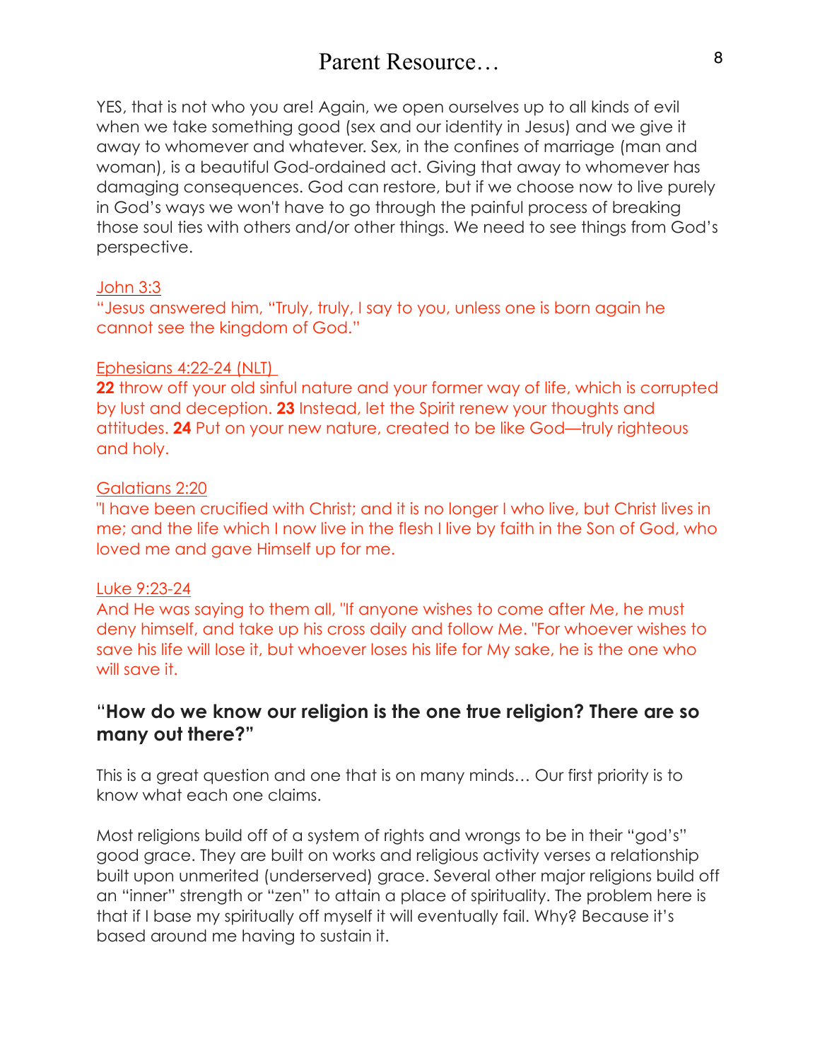YES, that is not who you are! Again, we open ourselves up to all kinds of evil when we take something good (sex and our identity in Jesus) and we give it away to whomever and whatever. Sex, in the confines of marriage (man and woman), is a beautiful God-ordained act. Giving that away to whomever has damaging consequences. God can restore, but if we choose now to live purely in God's ways we won't have to go through the painful process of breaking those soul ties with others and/or other things. We need to see things from God's perspective.

John 3:3
"Jesus answered him, "Truly, truly, I say to you, unless one is born again he cannot see the kingdom of God."

Ephesians 4:22-24 (NLT)
**22** throw off your old sinful nature and your former way of life, which is corrupted by lust and deception. **23** Instead, let the Spirit renew your thoughts and attitudes. **24** Put on your new nature, created to be like God—truly righteous and holy.

Galatians 2:20
"I have been crucified with Christ; and it is no longer I who live, but Christ lives in me; and the life which I now live in the flesh I live by faith in the Son of God, who loved me and gave Himself up for me.

Luke 9:23-24
And He was saying to them all, "If anyone wishes to come after Me, he must deny himself, and take up his cross daily and follow Me. "For whoever wishes to save his life will lose it, but whoever loses his life for My sake, he is the one who will save it.

### "How do we know our religion is the one true religion? There are so many out there?"

This is a great question and one that is on many minds… Our first priority is to know what each one claims.

Most religions build off of a system of rights and wrongs to be in their "god's" good grace. They are built on works and religious activity verses a relationship built upon unmerited (underserved) grace. Several other major religions build off an "inner" strength or "zen" to attain a place of spirituality. The problem here is that if I base my spiritually off myself it will eventually fail. Why? Because it's based around me having to sustain it.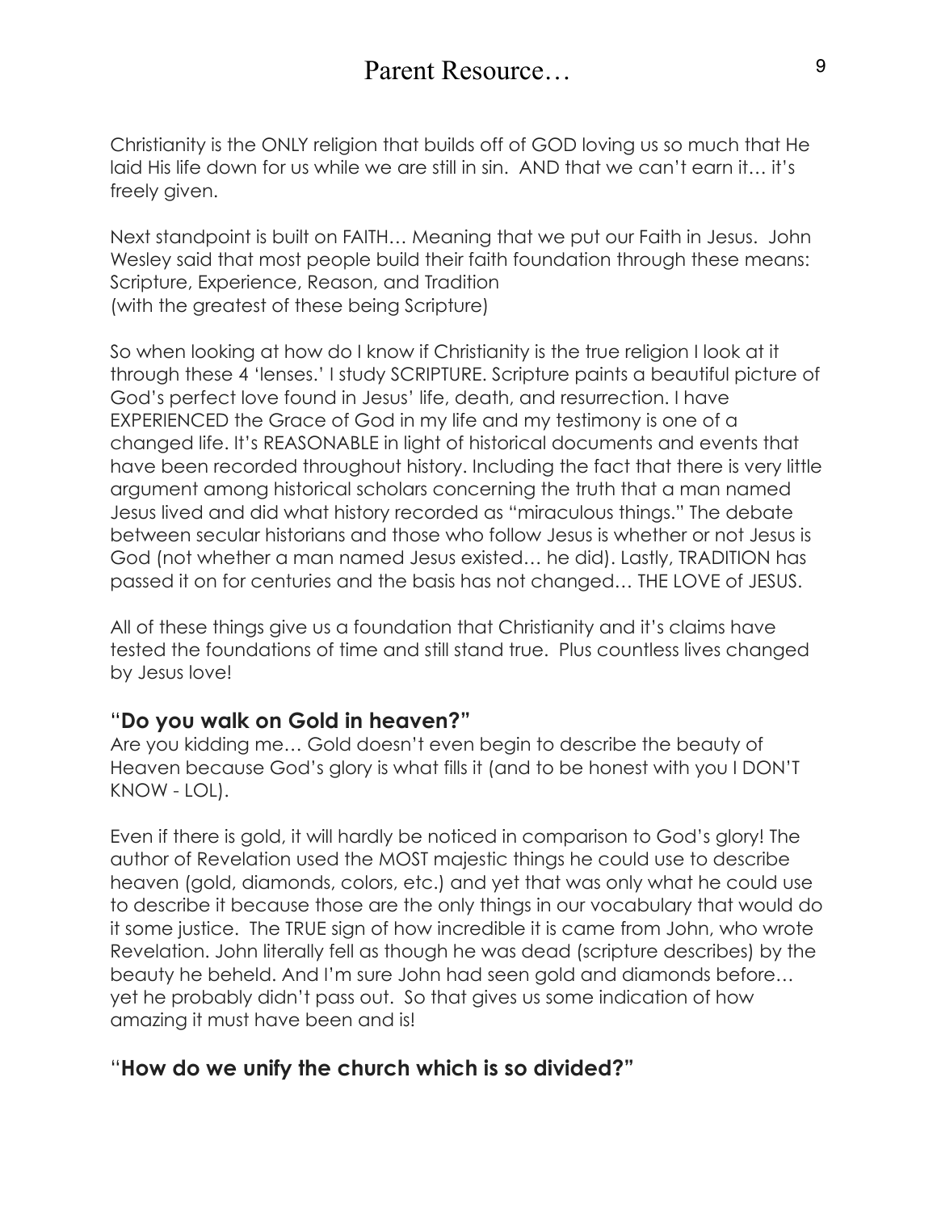Christianity is the ONLY religion that builds off of GOD loving us so much that He laid His life down for us while we are still in sin. AND that we can't earn it… it's freely given.

Next standpoint is built on FAITH… Meaning that we put our Faith in Jesus. John Wesley said that most people build their faith foundation through these means: Scripture, Experience, Reason, and Tradition
(with the greatest of these being Scripture)

So when looking at how do I know if Christianity is the true religion I look at it through these 4 'lenses.' I study SCRIPTURE. Scripture paints a beautiful picture of God's perfect love found in Jesus' life, death, and resurrection. I have EXPERIENCED the Grace of God in my life and my testimony is one of a changed life. It's REASONABLE in light of historical documents and events that have been recorded throughout history. Including the fact that there is very little argument among historical scholars concerning the truth that a man named Jesus lived and did what history recorded as "miraculous things." The debate between secular historians and those who follow Jesus is whether or not Jesus is God (not whether a man named Jesus existed… he did). Lastly, TRADITION has passed it on for centuries and the basis has not changed… THE LOVE of JESUS.

All of these things give us a foundation that Christianity and it's claims have tested the foundations of time and still stand true. Plus countless lives changed by Jesus love!

### "Do you walk on Gold in heaven?"

Are you kidding me… Gold doesn't even begin to describe the beauty of Heaven because God's glory is what fills it (and to be honest with you I DON'T KNOW - LOL).

Even if there is gold, it will hardly be noticed in comparison to God's glory! The author of Revelation used the MOST majestic things he could use to describe heaven (gold, diamonds, colors, etc.) and yet that was only what he could use to describe it because those are the only things in our vocabulary that would do it some justice. The TRUE sign of how incredible it is came from John, who wrote Revelation. John literally fell as though he was dead (scripture describes) by the beauty he beheld. And I'm sure John had seen gold and diamonds before… yet he probably didn't pass out. So that gives us some indication of how amazing it must have been and is!

### "How do we unify the church which is so divided?"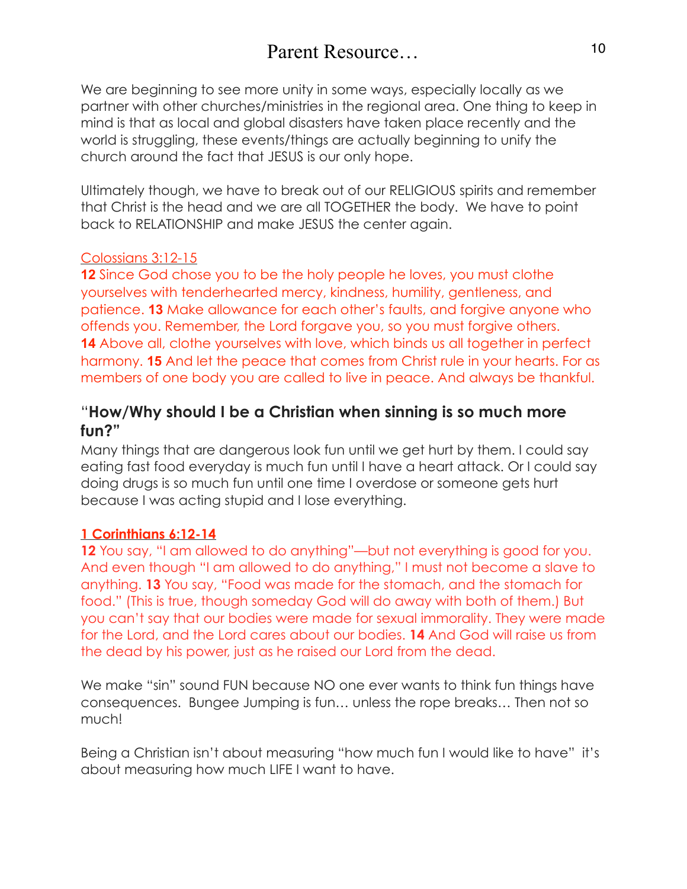We are beginning to see more unity in some ways, especially locally as we partner with other churches/ministries in the regional area. One thing to keep in mind is that as local and global disasters have taken place recently and the world is struggling, these events/things are actually beginning to unify the church around the fact that JESUS is our only hope.

Ultimately though, we have to break out of our RELIGIOUS spirits and remember that Christ is the head and we are all TOGETHER the body. We have to point back to RELATIONSHIP and make JESUS the center again.

Colossians 3:12-15

**12** Since God chose you to be the holy people he loves, you must clothe yourselves with tenderhearted mercy, kindness, humility, gentleness, and patience. **13** Make allowance for each other's faults, and forgive anyone who offends you. Remember, the Lord forgave you, so you must forgive others. **14** Above all, clothe yourselves with love, which binds us all together in perfect harmony. **15** And let the peace that comes from Christ rule in your hearts. For as members of one body you are called to live in peace. And always be thankful.

### "How/Why should I be a Christian when sinning is so much more fun?"

Many things that are dangerous look fun until we get hurt by them. I could say eating fast food everyday is much fun until I have a heart attack. Or I could say doing drugs is so much fun until one time I overdose or someone gets hurt because I was acting stupid and I lose everything.

**1 Corinthians 6:12-14**

**12** You say, "I am allowed to do anything"—but not everything is good for you. And even though "I am allowed to do anything," I must not become a slave to anything. **13** You say, "Food was made for the stomach, and the stomach for food." (This is true, though someday God will do away with both of them.) But you can't say that our bodies were made for sexual immorality. They were made for the Lord, and the Lord cares about our bodies. **14** And God will raise us from the dead by his power, just as he raised our Lord from the dead.

We make "sin" sound FUN because NO one ever wants to think fun things have consequences. Bungee Jumping is fun… unless the rope breaks… Then not so much!

Being a Christian isn't about measuring "how much fun I would like to have" it's about measuring how much LIFE I want to have.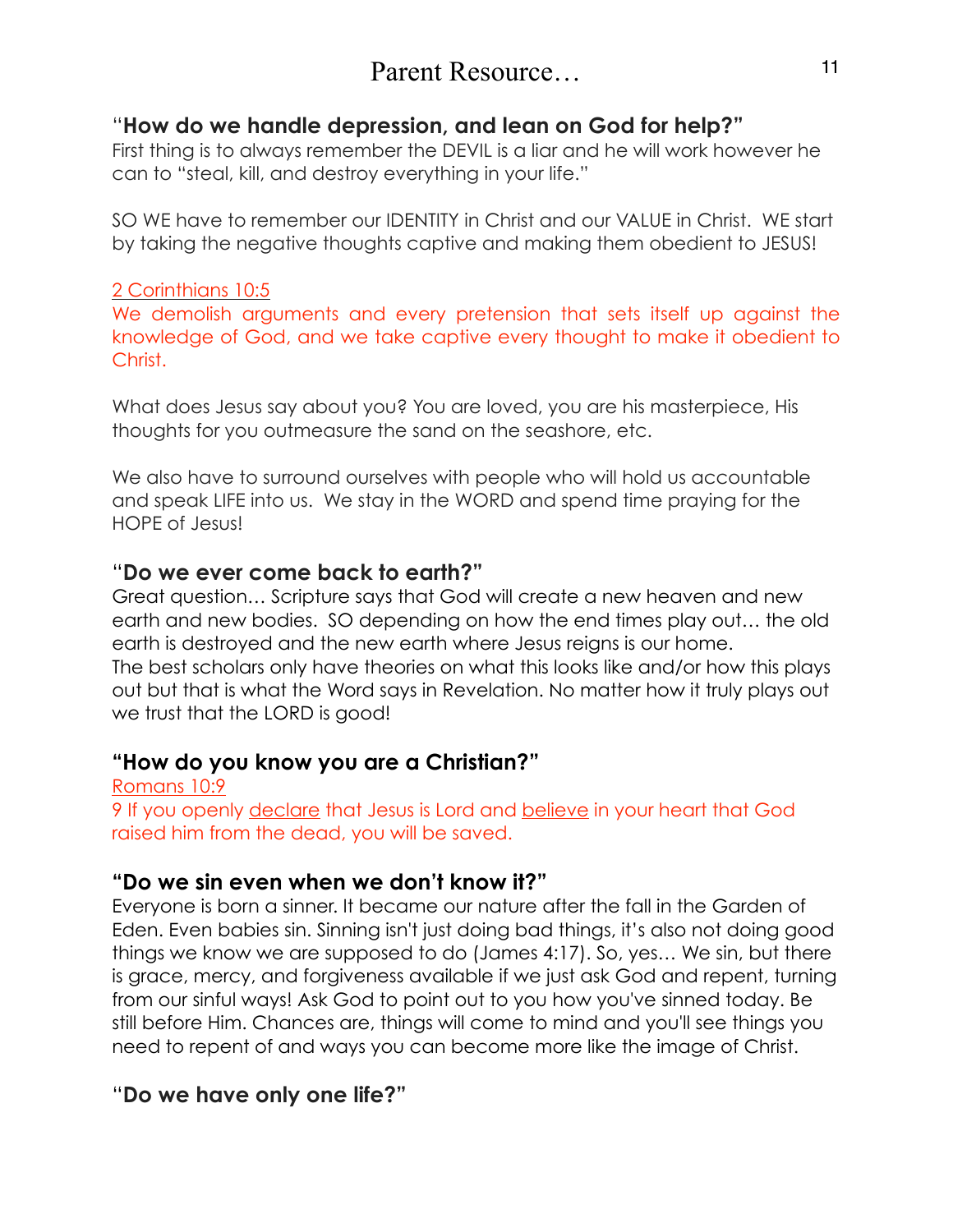# Parent Resource…

### "How do we handle depression, and lean on God for help?"

First thing is to always remember the DEVIL is a liar and he will work however he can to "steal, kill, and destroy everything in your life."

SO WE have to remember our IDENTITY in Christ and our VALUE in Christ. WE start by taking the negative thoughts captive and making them obedient to JESUS!

2 Corinthians 10:5
We demolish arguments and every pretension that sets itself up against the knowledge of God, and we take captive every thought to make it obedient to Christ.

What does Jesus say about you? You are loved, you are his masterpiece, His thoughts for you outmeasure the sand on the seashore, etc.

We also have to surround ourselves with people who will hold us accountable and speak LIFE into us. We stay in the WORD and spend time praying for the HOPE of Jesus!

### "Do we ever come back to earth?"

Great question… Scripture says that God will create a new heaven and new earth and new bodies. SO depending on how the end times play out… the old earth is destroyed and the new earth where Jesus reigns is our home.
The best scholars only have theories on what this looks like and/or how this plays out but that is what the Word says in Revelation. No matter how it truly plays out we trust that the LORD is good!

### "How do you know you are a Christian?"

Romans 10:9
9 If you openly declare that Jesus is Lord and believe in your heart that God raised him from the dead, you will be saved.

### "Do we sin even when we don't know it?"

Everyone is born a sinner. It became our nature after the fall in the Garden of Eden. Even babies sin. Sinning isn't just doing bad things, it's also not doing good things we know we are supposed to do (James 4:17). So, yes… We sin, but there is grace, mercy, and forgiveness available if we just ask God and repent, turning from our sinful ways! Ask God to point out to you how you've sinned today. Be still before Him. Chances are, things will come to mind and you'll see things you need to repent of and ways you can become more like the image of Christ.

### "Do we have only one life?"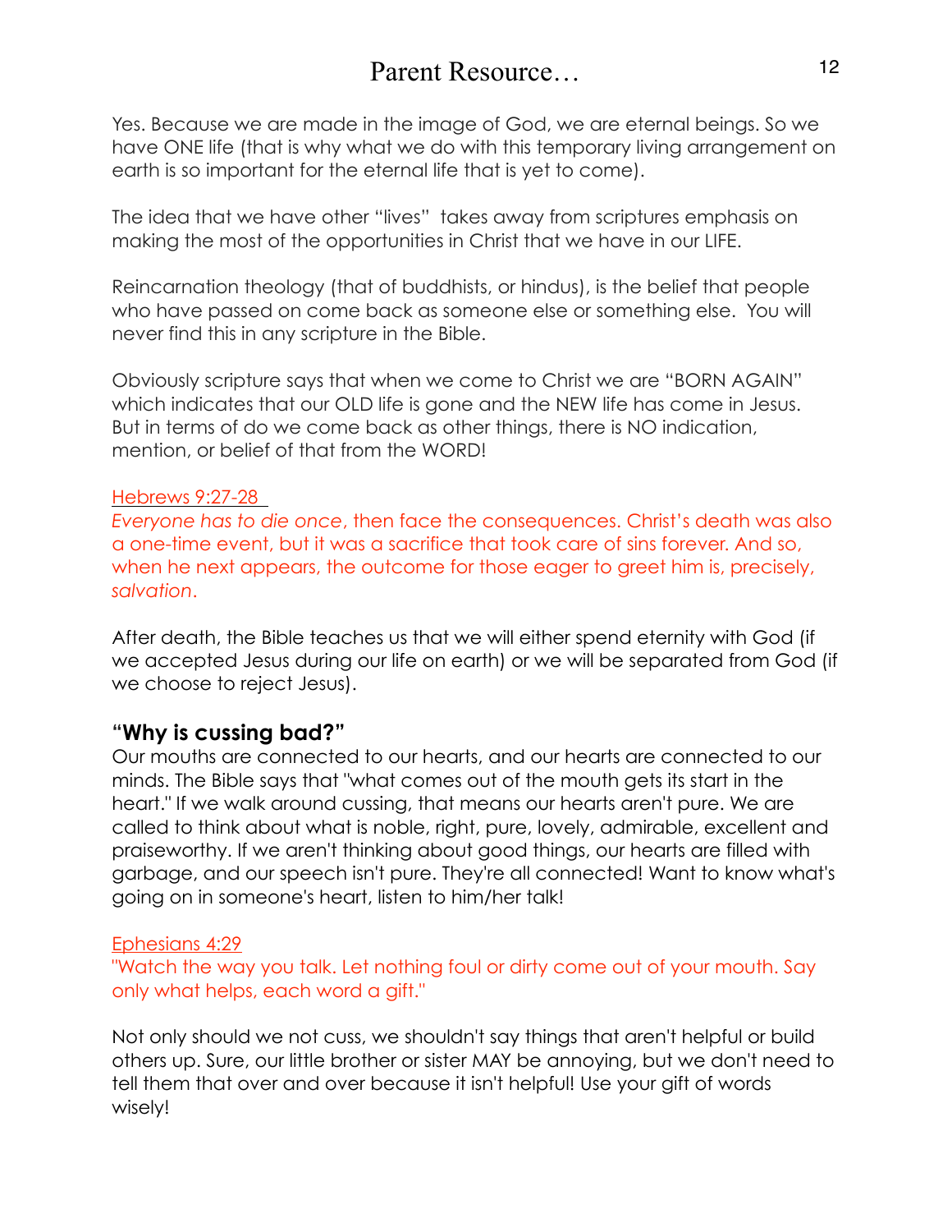Yes. Because we are made in the image of God, we are eternal beings. So we have ONE life (that is why what we do with this temporary living arrangement on earth is so important for the eternal life that is yet to come).

The idea that we have other “lives” takes away from scriptures emphasis on making the most of the opportunities in Christ that we have in our LIFE.

Reincarnation theology (that of buddhists, or hindus), is the belief that people who have passed on come back as someone else or something else. You will never find this in any scripture in the Bible.

Obviously scripture says that when we come to Christ we are “BORN AGAIN” which indicates that our OLD life is gone and the NEW life has come in Jesus. But in terms of do we come back as other things, there is NO indication, mention, or belief of that from the WORD!

Hebrews 9:27-28

*Everyone has to die once*, then face the consequences. Christ’s death was also a one-time event, but it was a sacrifice that took care of sins forever. And so, when he next appears, the outcome for those eager to greet him is, precisely, *salvation*.

After death, the Bible teaches us that we will either spend eternity with God (if we accepted Jesus during our life on earth) or we will be separated from God (if we choose to reject Jesus).

### “Why is cussing bad?”

Our mouths are connected to our hearts, and our hearts are connected to our minds. The Bible says that "what comes out of the mouth gets its start in the heart." If we walk around cussing, that means our hearts aren't pure. We are called to think about what is noble, right, pure, lovely, admirable, excellent and praiseworthy. If we aren't thinking about good things, our hearts are filled with garbage, and our speech isn't pure. They're all connected! Want to know what's going on in someone's heart, listen to him/her talk!

Ephesians 4:29

"Watch the way you talk. Let nothing foul or dirty come out of your mouth. Say only what helps, each word a gift."

Not only should we not cuss, we shouldn't say things that aren't helpful or build others up. Sure, our little brother or sister MAY be annoying, but we don't need to tell them that over and over because it isn't helpful! Use your gift of words wisely!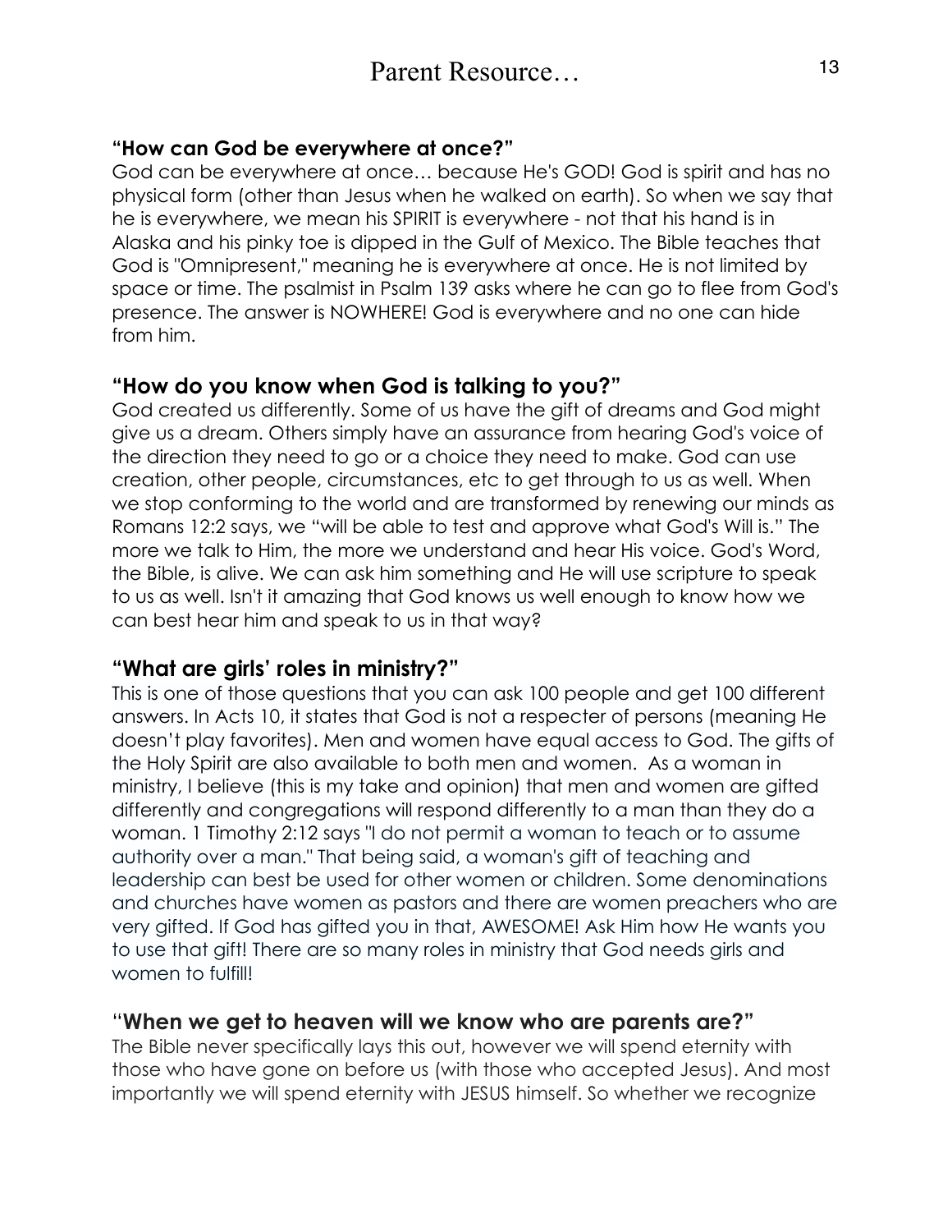# Parent Resource…

**"How can God be everywhere at once?"**

God can be everywhere at once… because He's GOD! God is spirit and has no physical form (other than Jesus when he walked on earth). So when we say that he is everywhere, we mean his SPIRIT is everywhere - not that his hand is in Alaska and his pinky toe is dipped in the Gulf of Mexico. The Bible teaches that God is "Omnipresent," meaning he is everywhere at once. He is not limited by space or time. The psalmist in Psalm 139 asks where he can go to flee from God's presence. The answer is NOWHERE! God is everywhere and no one can hide from him.

## "How do you know when God is talking to you?"

God created us differently. Some of us have the gift of dreams and God might give us a dream. Others simply have an assurance from hearing God's voice of the direction they need to go or a choice they need to make. God can use creation, other people, circumstances, etc to get through to us as well. When we stop conforming to the world and are transformed by renewing our minds as Romans 12:2 says, we "will be able to test and approve what God's Will is." The more we talk to Him, the more we understand and hear His voice. God's Word, the Bible, is alive. We can ask him something and He will use scripture to speak to us as well. Isn't it amazing that God knows us well enough to know how we can best hear him and speak to us in that way?

## "What are girls' roles in ministry?"

This is one of those questions that you can ask 100 people and get 100 different answers. In Acts 10, it states that God is not a respecter of persons (meaning He doesn't play favorites). Men and women have equal access to God. The gifts of the Holy Spirit are also available to both men and women. As a woman in ministry, I believe (this is my take and opinion) that men and women are gifted differently and congregations will respond differently to a man than they do a woman. 1 Timothy 2:12 says "I do not permit a woman to teach or to assume authority over a man." That being said, a woman's gift of teaching and leadership can best be used for other women or children. Some denominations and churches have women as pastors and there are women preachers who are very gifted. If God has gifted you in that, AWESOME! Ask Him how He wants you to use that gift! There are so many roles in ministry that God needs girls and women to fulfill!

## "When we get to heaven will we know who are parents are?"

The Bible never specifically lays this out, however we will spend eternity with those who have gone on before us (with those who accepted Jesus). And most importantly we will spend eternity with JESUS himself. So whether we recognize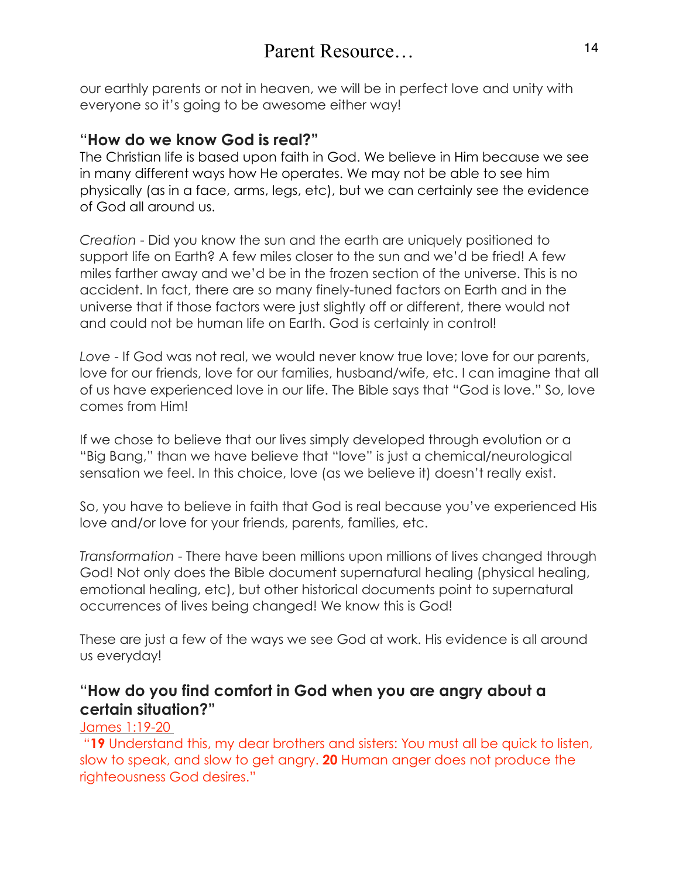our earthly parents or not in heaven, we will be in perfect love and unity with everyone so it's going to be awesome either way!

## "How do we know God is real?"

The Christian life is based upon faith in God. We believe in Him because we see in many different ways how He operates. We may not be able to see him physically (as in a face, arms, legs, etc), but we can certainly see the evidence of God all around us.

*Creation* - Did you know the sun and the earth are uniquely positioned to support life on Earth? A few miles closer to the sun and we'd be fried! A few miles farther away and we'd be in the frozen section of the universe. This is no accident. In fact, there are so many finely-tuned factors on Earth and in the universe that if those factors were just slightly off or different, there would not and could not be human life on Earth. God is certainly in control!

*Love* - If God was not real, we would never know true love; love for our parents, love for our friends, love for our families, husband/wife, etc. I can imagine that all of us have experienced love in our life. The Bible says that "God is love." So, love comes from Him!

If we chose to believe that our lives simply developed through evolution or a "Big Bang," than we have believe that "love" is just a chemical/neurological sensation we feel. In this choice, love (as we believe it) doesn't really exist.

So, you have to believe in faith that God is real because you've experienced His love and/or love for your friends, parents, families, etc.

*Transformation* - There have been millions upon millions of lives changed through God! Not only does the Bible document supernatural healing (physical healing, emotional healing, etc), but other historical documents point to supernatural occurrences of lives being changed! We know this is God!

These are just a few of the ways we see God at work. His evidence is all around us everyday!

## "How do you find comfort in God when you are angry about a certain situation?"

James 1:19-20

"**19** Understand this, my dear brothers and sisters: You must all be quick to listen, slow to speak, and slow to get angry. **20** Human anger does not produce the righteousness God desires."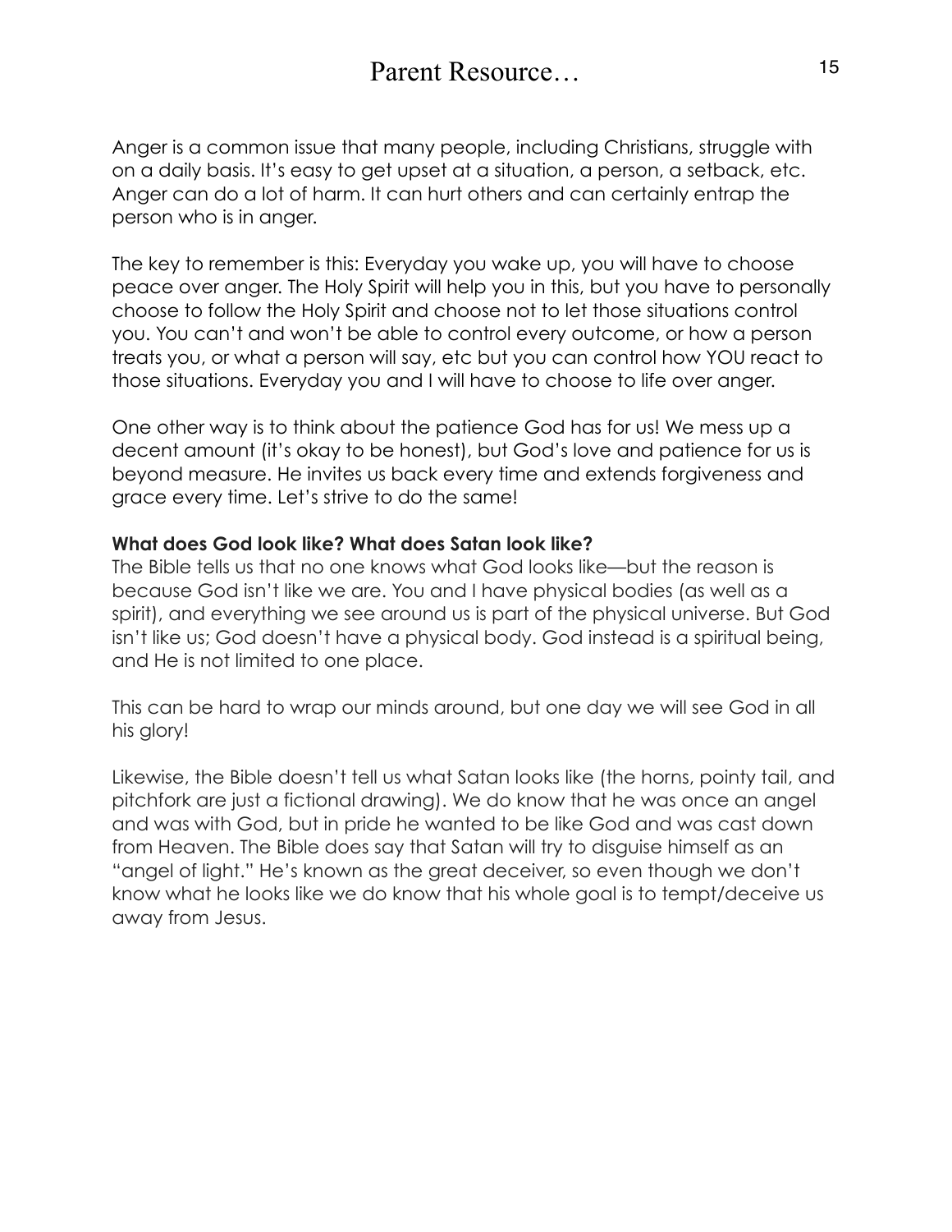# Parent Resource…

Anger is a common issue that many people, including Christians, struggle with on a daily basis. It's easy to get upset at a situation, a person, a setback, etc. Anger can do a lot of harm. It can hurt others and can certainly entrap the person who is in anger.

The key to remember is this: Everyday you wake up, you will have to choose peace over anger. The Holy Spirit will help you in this, but you have to personally choose to follow the Holy Spirit and choose not to let those situations control you. You can't and won't be able to control every outcome, or how a person treats you, or what a person will say, etc but you can control how YOU react to those situations. Everyday you and I will have to choose to life over anger.

One other way is to think about the patience God has for us! We mess up a decent amount (it's okay to be honest), but God's love and patience for us is beyond measure. He invites us back every time and extends forgiveness and grace every time. Let's strive to do the same!

**What does God look like? What does Satan look like?**

The Bible tells us that no one knows what God looks like—but the reason is because God isn't like we are. You and I have physical bodies (as well as a spirit), and everything we see around us is part of the physical universe. But God isn't like us; God doesn't have a physical body. God instead is a spiritual being, and He is not limited to one place.

This can be hard to wrap our minds around, but one day we will see God in all his glory!

Likewise, the Bible doesn't tell us what Satan looks like (the horns, pointy tail, and pitchfork are just a fictional drawing). We do know that he was once an angel and was with God, but in pride he wanted to be like God and was cast down from Heaven. The Bible does say that Satan will try to disguise himself as an "angel of light." He's known as the great deceiver, so even though we don't know what he looks like we do know that his whole goal is to tempt/deceive us away from Jesus.